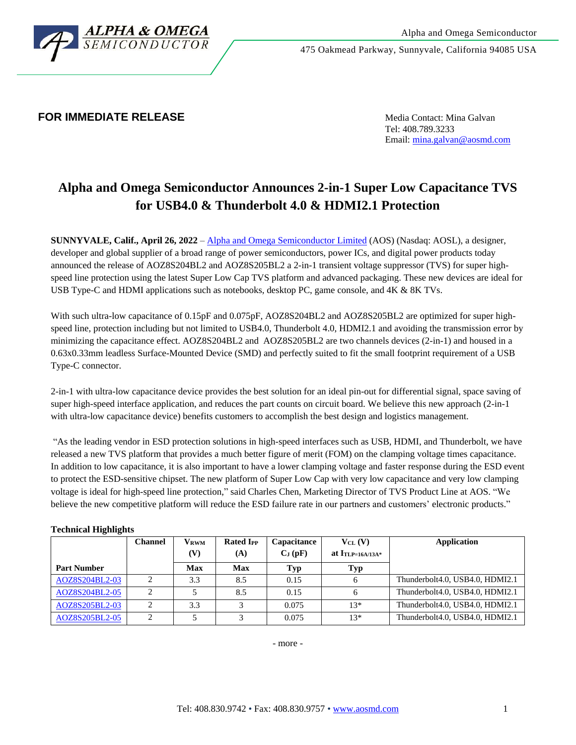Alpha and Omega Semiconductor

475 Oakmead Parkway, Sunnyvale, California 94085 USA

**FOR IMMEDIATE RELEASE**

Media Contact: Mina Galvan
Tel: 408.789.3233
Email: mina.galvan@aosmd.com

# Alpha and Omega Semiconductor Announces 2-in-1 Super Low Capacitance TVS for USB4.0 & Thunderbolt 4.0 & HDMI2.1 Protection

**SUNNYVALE, Calif., April 26, 2022** – Alpha and Omega Semiconductor Limited (AOS) (Nasdaq: AOSL), a designer, developer and global supplier of a broad range of power semiconductors, power ICs, and digital power products today announced the release of AOZ8S204BL2 and AOZ8S205BL2 a 2-in-1 transient voltage suppressor (TVS) for super high-speed line protection using the latest Super Low Cap TVS platform and advanced packaging. These new devices are ideal for USB Type-C and HDMI applications such as notebooks, desktop PC, game console, and 4K & 8K TVs.

With such ultra-low capacitance of 0.15pF and 0.075pF, AOZ8S204BL2 and AOZ8S205BL2 are optimized for super high-speed line, protection including but not limited to USB4.0, Thunderbolt 4.0, HDMI2.1 and avoiding the transmission error by minimizing the capacitance effect. AOZ8S204BL2 and AOZ8S205BL2 are two channels devices (2-in-1) and housed in a 0.63x0.33mm leadless Surface-Mounted Device (SMD) and perfectly suited to fit the small footprint requirement of a USB Type-C connector.

2-in-1 with ultra-low capacitance device provides the best solution for an ideal pin-out for differential signal, space saving of super high-speed interface application, and reduces the part counts on circuit board. We believe this new approach (2-in-1 with ultra-low capacitance device) benefits customers to accomplish the best design and logistics management.

"As the leading vendor in ESD protection solutions in high-speed interfaces such as USB, HDMI, and Thunderbolt, we have released a new TVS platform that provides a much better figure of merit (FOM) on the clamping voltage times capacitance. In addition to low capacitance, it is also important to have a lower clamping voltage and faster response during the ESD event to protect the ESD-sensitive chipset. The new platform of Super Low Cap with very low capacitance and very low clamping voltage is ideal for high-speed line protection," said Charles Chen, Marketing Director of TVS Product Line at AOS. "We believe the new competitive platform will reduce the ESD failure rate in our partners and customers' electronic products."

**Technical Highlights**

| Part Number | Channel | $V_{RWM}$ (V) | Rated $I_{PP}$ (A) | Capacitance $C_J$ (pF) | $V_{CL}$ (V) at $I_{TLP=16A/13A*}$ | Application |
|---|---|---|---|---|---|---|
| | | Max | Max | Typ | Typ | |
| AOZ8S204BL2-03 | 2 | 3.3 | 8.5 | 0.15 | 6 | Thunderbolt4.0, USB4.0, HDMI2.1 |
| AOZ8S204BL2-05 | 2 | 5 | 8.5 | 0.15 | 6 | Thunderbolt4.0, USB4.0, HDMI2.1 |
| AOZ8S205BL2-03 | 2 | 3.3 | 3 | 0.075 | 13* | Thunderbolt4.0, USB4.0, HDMI2.1 |
| AOZ8S205BL2-05 | 2 | 5 | 3 | 0.075 | 13* | Thunderbolt4.0, USB4.0, HDMI2.1 |

- more -

Tel: 408.830.9742 • Fax: 408.830.9757 • www.aosmd.com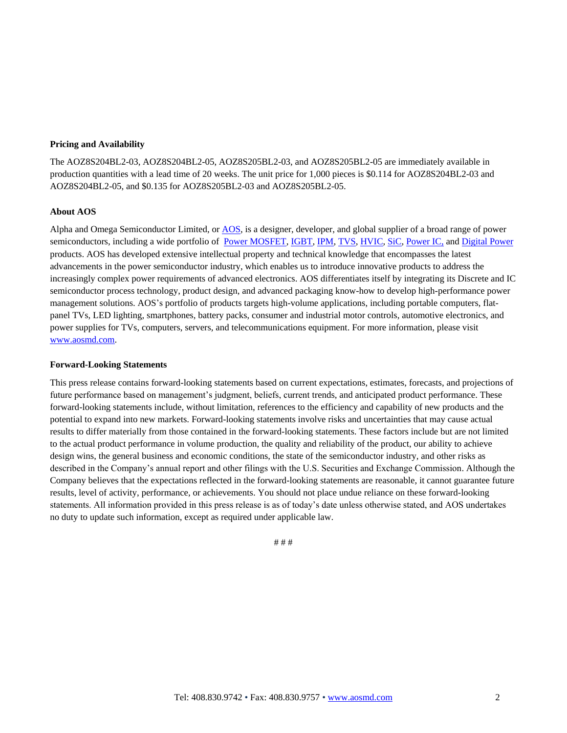**Pricing and Availability**

The AOZ8S204BL2-03, AOZ8S204BL2-05, AOZ8S205BL2-03, and AOZ8S205BL2-05 are immediately available in production quantities with a lead time of 20 weeks. The unit price for 1,000 pieces is $0.114 for AOZ8S204BL2-03 and AOZ8S204BL2-05, and $0.135 for AOZ8S205BL2-03 and AOZ8S205BL2-05.

**About AOS**

Alpha and Omega Semiconductor Limited, or AOS, is a designer, developer, and global supplier of a broad range of power semiconductors, including a wide portfolio of Power MOSFET, IGBT, IPM, TVS, HVIC, SiC, Power IC, and Digital Power products. AOS has developed extensive intellectual property and technical knowledge that encompasses the latest advancements in the power semiconductor industry, which enables us to introduce innovative products to address the increasingly complex power requirements of advanced electronics. AOS differentiates itself by integrating its Discrete and IC semiconductor process technology, product design, and advanced packaging know-how to develop high-performance power management solutions. AOS's portfolio of products targets high-volume applications, including portable computers, flat-panel TVs, LED lighting, smartphones, battery packs, consumer and industrial motor controls, automotive electronics, and power supplies for TVs, computers, servers, and telecommunications equipment. For more information, please visit www.aosmd.com.

**Forward-Looking Statements**

This press release contains forward-looking statements based on current expectations, estimates, forecasts, and projections of future performance based on management's judgment, beliefs, current trends, and anticipated product performance. These forward-looking statements include, without limitation, references to the efficiency and capability of new products and the potential to expand into new markets. Forward-looking statements involve risks and uncertainties that may cause actual results to differ materially from those contained in the forward-looking statements. These factors include but are not limited to the actual product performance in volume production, the quality and reliability of the product, our ability to achieve design wins, the general business and economic conditions, the state of the semiconductor industry, and other risks as described in the Company's annual report and other filings with the U.S. Securities and Exchange Commission. Although the Company believes that the expectations reflected in the forward-looking statements are reasonable, it cannot guarantee future results, level of activity, performance, or achievements. You should not place undue reliance on these forward-looking statements. All information provided in this press release is as of today's date unless otherwise stated, and AOS undertakes no duty to update such information, except as required under applicable law.

# # #

Tel: 408.830.9742 • Fax: 408.830.9757 • www.aosmd.com